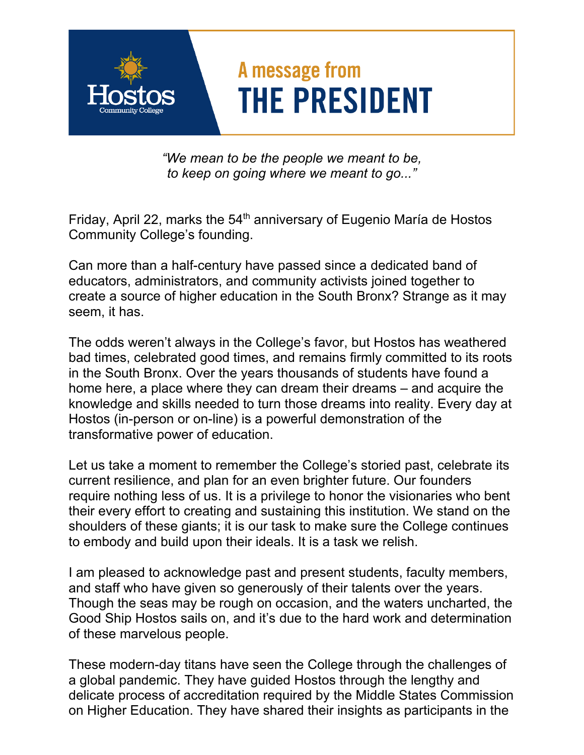Hostos Community College

# A message from THE PRESIDENT

*"We mean to be the people we meant to be, to keep on going where we meant to go..."*

Friday, April 22, marks the 54th anniversary of Eugenio María de Hostos Community College's founding.

Can more than a half-century have passed since a dedicated band of educators, administrators, and community activists joined together to create a source of higher education in the South Bronx? Strange as it may seem, it has.

The odds weren't always in the College's favor, but Hostos has weathered bad times, celebrated good times, and remains firmly committed to its roots in the South Bronx. Over the years thousands of students have found a home here, a place where they can dream their dreams – and acquire the knowledge and skills needed to turn those dreams into reality. Every day at Hostos (in-person or on-line) is a powerful demonstration of the transformative power of education.

Let us take a moment to remember the College's storied past, celebrate its current resilience, and plan for an even brighter future. Our founders require nothing less of us. It is a privilege to honor the visionaries who bent their every effort to creating and sustaining this institution. We stand on the shoulders of these giants; it is our task to make sure the College continues to embody and build upon their ideals. It is a task we relish.

I am pleased to acknowledge past and present students, faculty members, and staff who have given so generously of their talents over the years. Though the seas may be rough on occasion, and the waters uncharted, the Good Ship Hostos sails on, and it's due to the hard work and determination of these marvelous people.

These modern-day titans have seen the College through the challenges of a global pandemic. They have guided Hostos through the lengthy and delicate process of accreditation required by the Middle States Commission on Higher Education. They have shared their insights as participants in the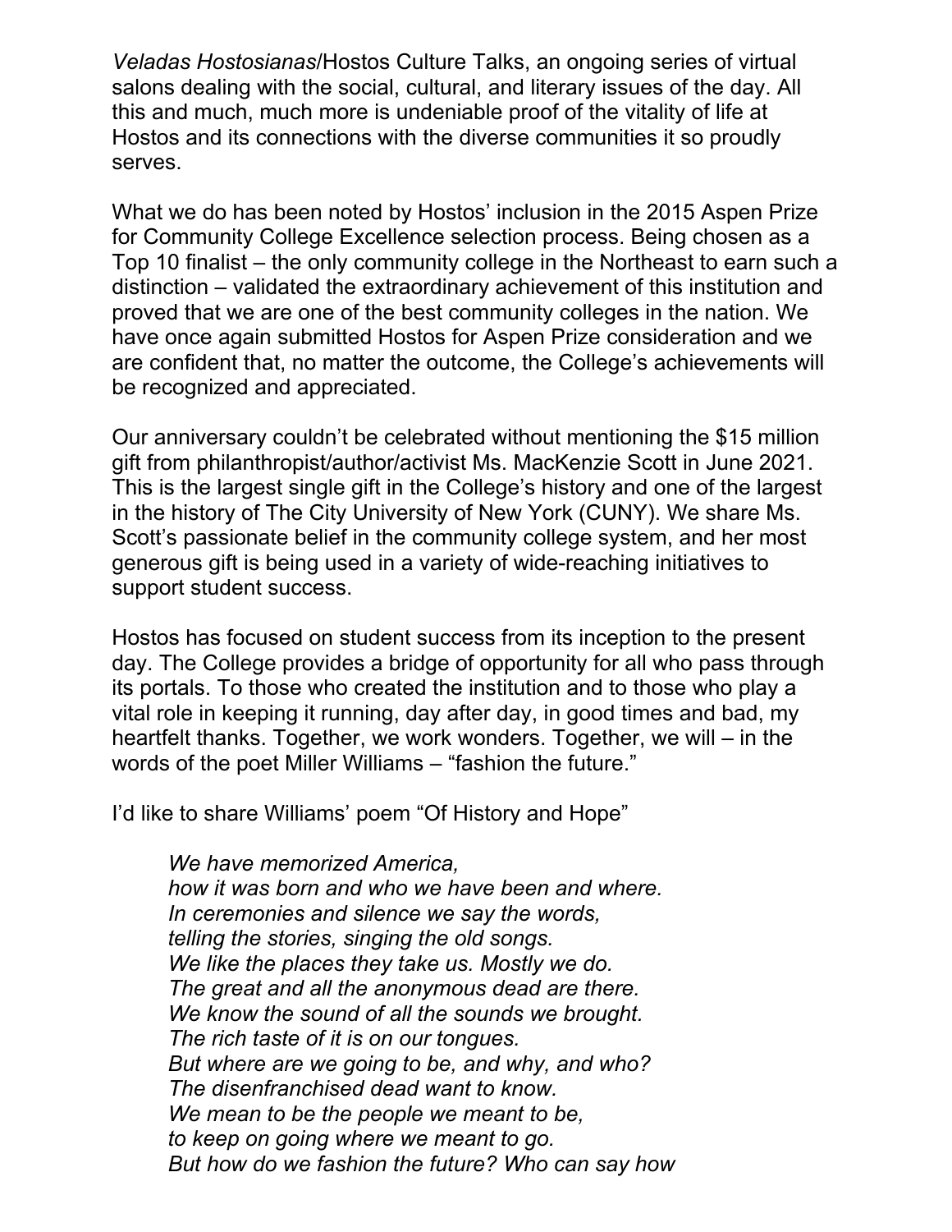*Veladas Hostosianas*/Hostos Culture Talks, an ongoing series of virtual salons dealing with the social, cultural, and literary issues of the day. All this and much, much more is undeniable proof of the vitality of life at Hostos and its connections with the diverse communities it so proudly serves.

What we do has been noted by Hostos' inclusion in the 2015 Aspen Prize for Community College Excellence selection process. Being chosen as a Top 10 finalist – the only community college in the Northeast to earn such a distinction – validated the extraordinary achievement of this institution and proved that we are one of the best community colleges in the nation. We have once again submitted Hostos for Aspen Prize consideration and we are confident that, no matter the outcome, the College's achievements will be recognized and appreciated.

Our anniversary couldn't be celebrated without mentioning the $15 million gift from philanthropist/author/activist Ms. MacKenzie Scott in June 2021. This is the largest single gift in the College's history and one of the largest in the history of The City University of New York (CUNY). We share Ms. Scott's passionate belief in the community college system, and her most generous gift is being used in a variety of wide-reaching initiatives to support student success.

Hostos has focused on student success from its inception to the present day. The College provides a bridge of opportunity for all who pass through its portals. To those who created the institution and to those who play a vital role in keeping it running, day after day, in good times and bad, my heartfelt thanks. Together, we work wonders. Together, we will – in the words of the poet Miller Williams – "fashion the future."

I'd like to share Williams' poem "Of History and Hope"

> *We have memorized America,*
> *how it was born and who we have been and where.*
> *In ceremonies and silence we say the words,*
> *telling the stories, singing the old songs.*
> *We like the places they take us. Mostly we do.*
> *The great and all the anonymous dead are there.*
> *We know the sound of all the sounds we brought.*
> *The rich taste of it is on our tongues.*
> *But where are we going to be, and why, and who?*
> *The disenfranchised dead want to know.*
> *We mean to be the people we meant to be,*
> *to keep on going where we meant to go.*
> *But how do we fashion the future? Who can say how*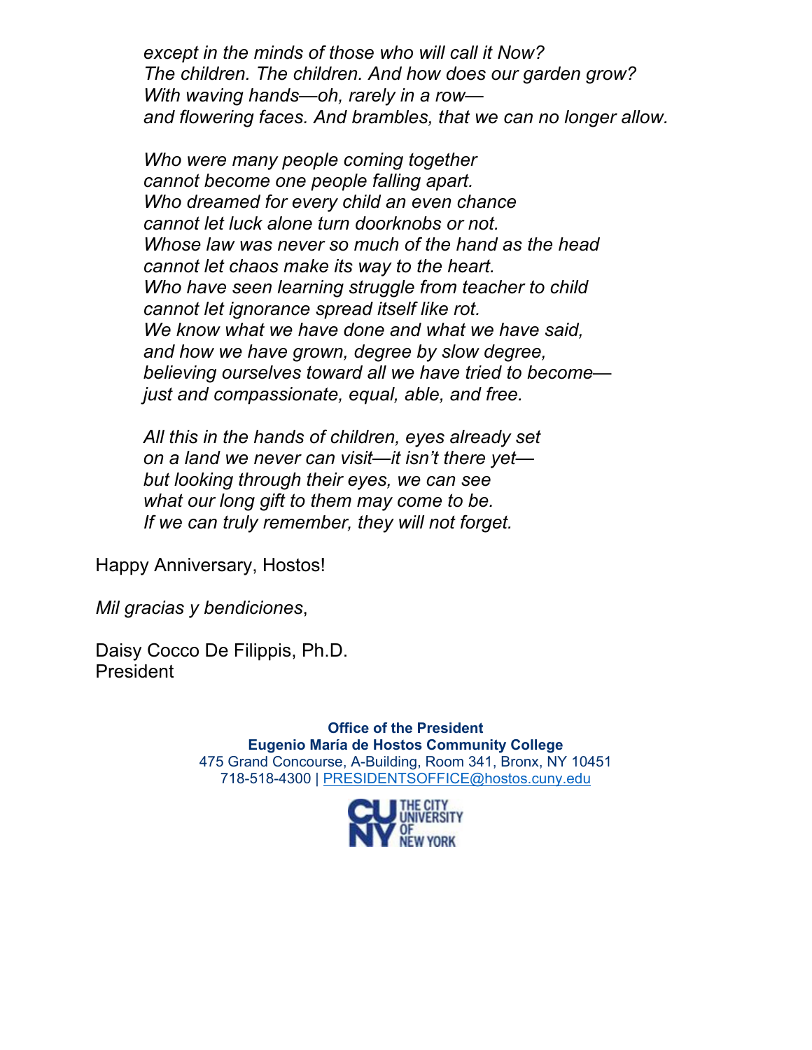*except in the minds of those who will call it Now?*
*The children. The children. And how does our garden grow?*
*With waving hands—oh, rarely in a row—*
*and flowering faces. And brambles, that we can no longer allow.*

*Who were many people coming together*
*cannot become one people falling apart.*
*Who dreamed for every child an even chance*
*cannot let luck alone turn doorknobs or not.*
*Whose law was never so much of the hand as the head*
*cannot let chaos make its way to the heart.*
*Who have seen learning struggle from teacher to child*
*cannot let ignorance spread itself like rot.*
*We know what we have done and what we have said,*
*and how we have grown, degree by slow degree,*
*believing ourselves toward all we have tried to become—*
*just and compassionate, equal, able, and free.*

*All this in the hands of children, eyes already set*
*on a land we never can visit—it isn't there yet—*
*but looking through their eyes, we can see*
*what our long gift to them may come to be.*
*If we can truly remember, they will not forget.*

Happy Anniversary, Hostos!

*Mil gracias y bendiciones*,

Daisy Cocco De Filippis, Ph.D.
President

**Office of the President**
**Eugenio María de Hostos Community College**
475 Grand Concourse, A-Building, Room 341, Bronx, NY 10451
718-518-4300 | PRESIDENTSOFFICE@hostos.cuny.edu

CUNY THE CITY UNIVERSITY OF NEW YORK